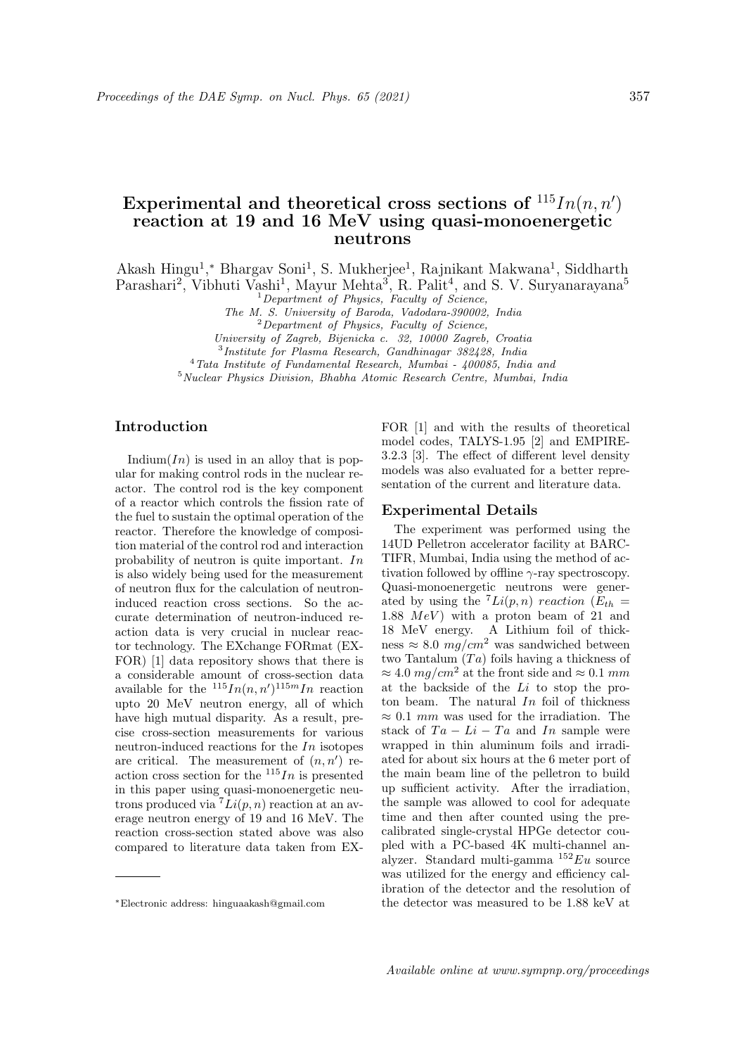# Experimental and theoretical cross sections of $^{115}In(n, n')$ reaction at 19 and 16 MeV using quasi-monoenergetic neutrons

Akash Hingu[1],* Bhargav Soni[1], S. Mukherjee[1], Rajnikant Makwana[1], Siddharth Parashari[2], Vibhuti Vashi[1], Mayur Mehta[3], R. Palit[4], and S. V. Suryanarayana[5]

[1] *Department of Physics, Faculty of Science, The M. S. University of Baroda, Vadodara-390002, India*
[2] *Department of Physics, Faculty of Science, University of Zagreb, Bijenicka c. 32, 10000 Zagreb, Croatia*
[3] *Institute for Plasma Research, Gandhinagar 382428, India*
[4] *Tata Institute of Fundamental Research, Mumbai - 400085, India and*
[5] *Nuclear Physics Division, Bhabha Atomic Research Centre, Mumbai, India*

## Introduction

Indium($In$) is used in an alloy that is popular for making control rods in the nuclear reactor. The control rod is the key component of a reactor which controls the fission rate of the fuel to sustain the optimal operation of the reactor. Therefore the knowledge of composition material of the control rod and interaction probability of neutron is quite important. $In$ is also widely being used for the measurement of neutron flux for the calculation of neutron-induced reaction cross sections. So the accurate determination of neutron-induced reaction data is very crucial in nuclear reactor technology. The EXchange FORmat (EXFOR) [1] data repository shows that there is a considerable amount of cross-section data available for the $^{115}In(n, n')^{115m}In$ reaction upto 20 MeV neutron energy, all of which have high mutual disparity. As a result, precise cross-section measurements for various neutron-induced reactions for the $In$ isotopes are critical. The measurement of $(n, n')$ reaction cross section for the $^{115}In$ is presented in this paper using quasi-monoenergetic neutrons produced via $^{7}Li(p, n)$ reaction at an average neutron energy of 19 and 16 MeV. The reaction cross-section stated above was also compared to literature data taken from EXFOR [1] and with the results of theoretical model codes, TALYS-1.95 [2] and EMPIRE-3.2.3 [3]. The effect of different level density models was also evaluated for a better representation of the current and literature data.

## Experimental Details

The experiment was performed using the 14UD Pelletron accelerator facility at BARC-TIFR, Mumbai, India using the method of activation followed by offline $\gamma$-ray spectroscopy. Quasi-monoenergetic neutrons were generated by using the $^{7}Li(p, n)$ *reaction* ($E_{th}$ = 1.88 $MeV$) with a proton beam of 21 and 18 MeV energy. A Lithium foil of thickness $\approx 8.0\ mg/cm^2$ was sandwiched between two Tantalum ($Ta$) foils having a thickness of $\approx 4.0\ mg/cm^2$ at the front side and $\approx 0.1\ mm$ at the backside of the $Li$ to stop the proton beam. The natural $In$ foil of thickness $\approx 0.1\ mm$ was used for the irradiation. The stack of $Ta - Li - Ta$ and $In$ sample were wrapped in thin aluminum foils and irradiated for about six hours at the 6 meter port of the main beam line of the pelletron to build up sufficient activity. After the irradiation, the sample was allowed to cool for adequate time and then after counted using the pre-calibrated single-crystal HPGe detector coupled with a PC-based 4K multi-channel analyzer. Standard multi-gamma $^{152}Eu$ source was utilized for the energy and efficiency calibration of the detector and the resolution of the detector was measured to be 1.88 keV at

*Electronic address: hinguaakash@gmail.com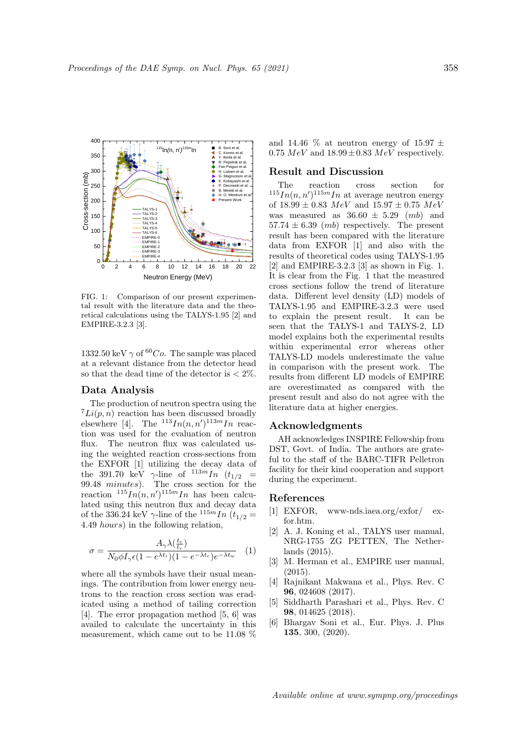$^{115}$In(n, n')$^{115m}$In

Cross-section (mb)

Neutron Energy (MeV)

B. Soni et al.
C. Konno et al.
Y. Ikeda et al.
R. Pepelnik et al.
Fan Peiguo et al.
H. Liskien et al.
G. Magnusson et al.
K. Kobayashi et al.
P. Decowski et al.
B. Minetti et al.
H. O. Menlove et al.
Present Work

TALYS-1
TALYS-2
TALYS-3
TALYS-4
TALYS-5
TALYS-6
EMPIRE-0
EMPIRE-1
EMPIRE-2
EMPIRE-3
EMPIRE-4

0 2 4 6 8 10 12 14 16 18 20 22

0 50 100 150 200 250 300 350 400

FIG. 1: Comparison of our present experimental result with the literature data and the theoretical calculations using the TALYS-1.95 [2] and EMPIRE-3.2.3 [3].

1332.50 keV $\gamma$ of $^{60}Co$. The sample was placed at a relevant distance from the detector head so that the dead time of the detector is < 2%.

## Data Analysis

The production of neutron spectra using the $^{7}Li(p, n)$ reaction has been discussed broadly elsewhere [4]. The $^{113}In(n, n')^{113m}In$ reaction was used for the evaluation of neutron flux. The neutron flux was calculated using the weighted reaction cross-sections from the EXFOR [1] utilizing the decay data of the 391.70 keV $\gamma$-line of $^{113m}In$ ($t_{1/2}$ = 99.48 *minutes*). The cross section for the reaction $^{115}In(n, n')^{115m}In$ has been calculated using this neutron flux and decay data of the 336.24 keV $\gamma$-line of the $^{115m}In$ ($t_{1/2}$ = 4.49 *hours*) in the following relation,

$$\sigma = \frac{A_\gamma \lambda (\frac{t_c}{t_r})}{N_0 \phi I_\gamma \epsilon (1 - e^{\lambda t_i})(1 - e^{-\lambda t_c}) e^{-\lambda t_w}} \quad (1)$$

where all the symbols have their usual meanings. The contribution from lower energy neutrons to the reaction cross section was eradicated using a method of tailing correction [4]. The error propagation method [5, 6] was availed to calculate the uncertainty in this measurement, which came out to be 11.08 % and 14.46 % at neutron energy of 15.97 $\pm$ 0.75 $MeV$ and 18.99 $\pm$ 0.83 $MeV$ respectively.

## Result and Discussion

The reaction cross section for $^{115}In(n, n')^{115m}In$ at average neutron energy of 18.99 $\pm$ 0.83 $MeV$ and 15.97 $\pm$ 0.75 $MeV$ was measured as 36.60 $\pm$ 5.29 ($mb$) and 57.74 $\pm$ 6.39 ($mb$) respectively. The present result has been compared with the literature data from EXFOR [1] and also with the results of theoretical codes using TALYS-1.95 [2] and EMPIRE-3.2.3 [3] as shown in Fig. 1. It is clear from the Fig. 1 that the measured cross sections follow the trend of literature data. Different level density (LD) models of TALYS-1.95 and EMPIRE-3.2.3 were used to explain the present result. It can be seen that the TALYS-1 and TALYS-2, LD model explains both the experimental results within experimental error whereas other TALYS-LD models underestimate the value in comparison with the present work. The results from different LD models of EMPIRE are overestimated as compared with the present result and also do not agree with the literature data at higher energies.

## Acknowledgments

AH acknowledges INSPIRE Fellowship from DST, Govt. of India. The authors are grateful to the staff of the BARC-TIFR Pelletron facility for their kind cooperation and support during the experiment.

## References

[1] EXFOR, www-nds.iaea.org/exfor/ exfor.htm.

[2] A. J. Koning et al., TALYS user manual, NRG-1755 ZG PETTEN, The Netherlands (2015).

[3] M. Herman et al., EMPIRE user manual, (2015).

[4] Rajnikant Makwana et al., Phys. Rev. C **96**, 024608 (2017).

[5] Siddharth Parashari et al., Phys. Rev. C **98**, 014625 (2018).

[6] Bhargav Soni et al., Eur. Phys. J. Plus **135**, 300, (2020).